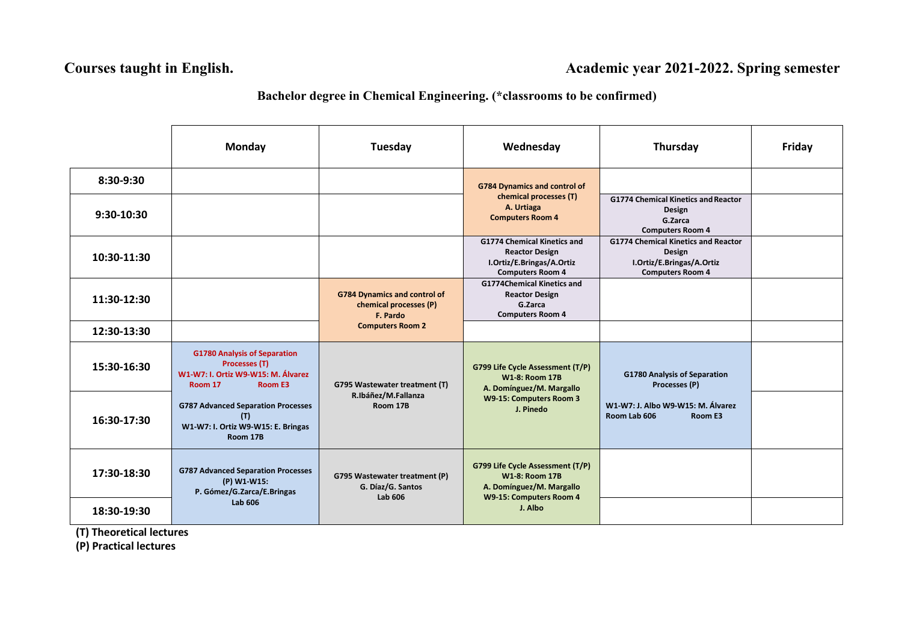**Courses taught in English.** **Academic year 2021-2022. Spring semester**

## Bachelor degree in Chemical Engineering. (*classrooms to be confirmed)

| | Monday | Tuesday | Wednesday | Thursday | Friday |
|---|---|---|---|---|---|
| 8:30-9:30 | | | G784 Dynamics and control of chemical processes (T) A. Urtiaga Computers Room 4 | | |
| 9:30-10:30 | | | | G1774 Chemical Kinetics and Reactor Design G.Zarca Computers Room 4 | |
| 10:30-11:30 | | | G1774 Chemical Kinetics and Reactor Design I.Ortiz/E.Bringas/A.Ortiz Computers Room 4 | G1774 Chemical Kinetics and Reactor Design I.Ortiz/E.Bringas/A.Ortiz Computers Room 4 | |
| 11:30-12:30 | | G784 Dynamics and control of chemical processes (P) F. Pardo Computers Room 2 | G1774Chemical Kinetics and Reactor Design G.Zarca Computers Room 4 | | |
| 12:30-13:30 | | | | | |
| 15:30-16:30 | G1780 Analysis of Separation Processes (T) W1-W7: I. Ortiz W9-W15: M. Álvarez Room 17 Room E3 | G795 Wastewater treatment (T) R.Ibáñez/M.Fallanza Room 17B | G799 Life Cycle Assessment (T/P) W1-8: Room 17B A. Domínguez/M. Margallo W9-15: Computers Room 3 J. Pinedo | G1780 Analysis of Separation Processes (P) W1-W7: J. Albo W9-W15: M. Álvarez Room Lab 606 Room E3 | |
| 16:30-17:30 | G787 Advanced Separation Processes (T) W1-W7: I. Ortiz W9-W15: E. Bringas Room 17B | | | | |
| 17:30-18:30 | G787 Advanced Separation Processes (P) W1-W15: P. Gómez/G.Zarca/E.Bringas Lab 606 | G795 Wastewater treatment (P) G. Díaz/G. Santos Lab 606 | G799 Life Cycle Assessment (T/P) W1-8: Room 17B A. Domínguez/M. Margallo W9-15: Computers Room 4 J. Albo | | |
| 18:30-19:30 | | | | | |

**(T) Theoretical lectures**
**(P) Practical lectures**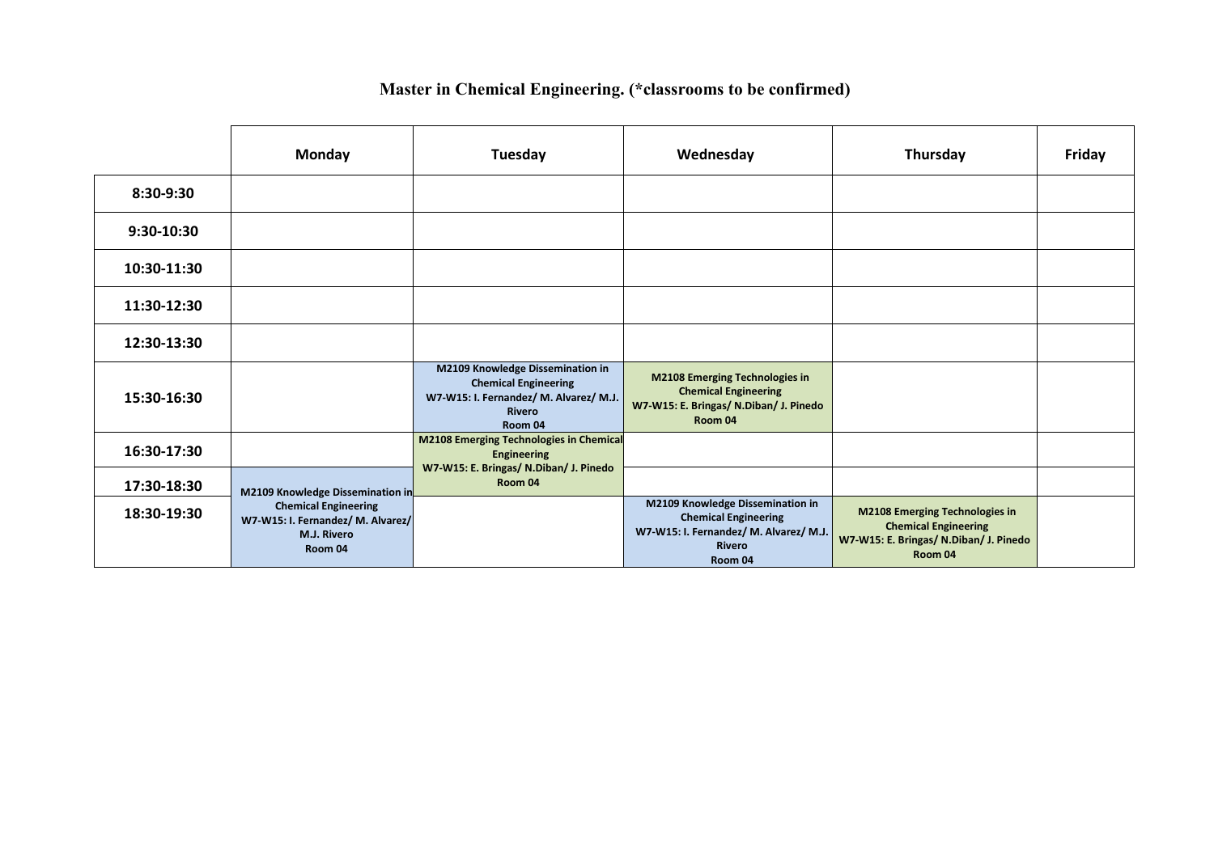# Master in Chemical Engineering. (*classrooms to be confirmed)

| | Monday | Tuesday | Wednesday | Thursday | Friday |
|---|---|---|---|---|---|
| 8:30-9:30 | | | | | |
| 9:30-10:30 | | | | | |
| 10:30-11:30 | | | | | |
| 11:30-12:30 | | | | | |
| 12:30-13:30 | | | | | |
| 15:30-16:30 | | **M2109 Knowledge Dissemination in Chemical Engineering W7-W15: I. Fernandez/ M. Alvarez/ M.J. Rivero Room 04** | **M2108 Emerging Technologies in Chemical Engineering W7-W15: E. Bringas/ N.Diban/ J. Pinedo Room 04** | | |
| 16:30-17:30 | | **M2108 Emerging Technologies in Chemical Engineering W7-W15: E. Bringas/ N.Diban/ J. Pinedo Room 04** | | | |
| 17:30-18:30 | **M2109 Knowledge Dissemination in Chemical Engineering W7-W15: I. Fernandez/ M. Alvarez/ M.J. Rivero Room 04** | | | | |
| 18:30-19:30 | | | **M2109 Knowledge Dissemination in Chemical Engineering W7-W15: I. Fernandez/ M. Alvarez/ M.J. Rivero Room 04** | **M2108 Emerging Technologies in Chemical Engineering W7-W15: E. Bringas/ N.Diban/ J. Pinedo Room 04** | |